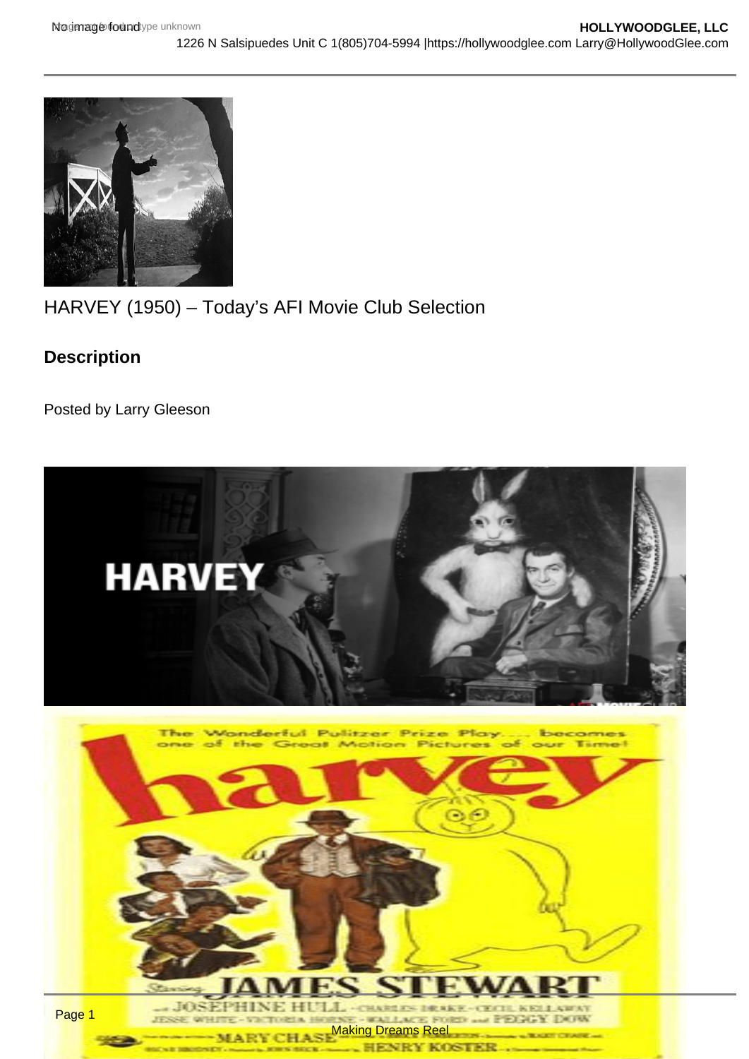HARVEY (1950) – Today's AFI Movie Club Selection

## Description

Posted by Larry Gleeson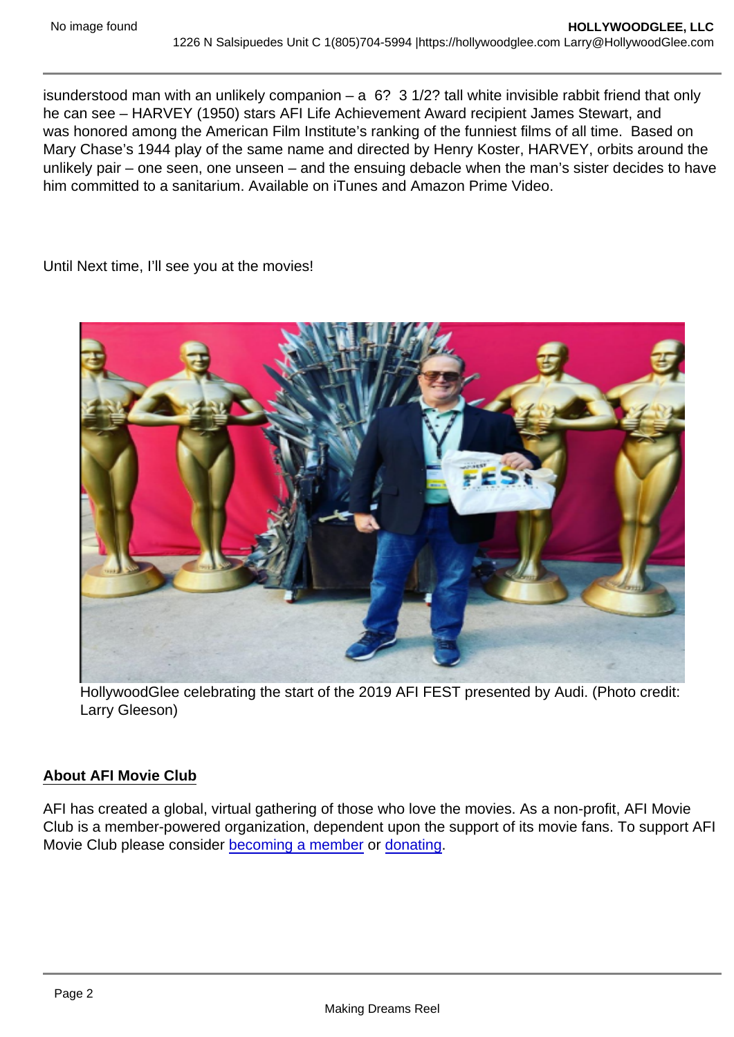isunderstood man with an unlikely companion – a 6? 3 1/2? tall white invisible rabbit friend that only he can see – HARVEY (1950) stars AFI Life Achievement Award recipient James Stewart, and was honored among the American Film Institute's ranking of the funniest films of all time. Based on Mary Chase's 1944 play of the same name and directed by Henry Koster, HARVEY, orbits around the unlikely pair – one seen, one unseen – and the ensuing debacle when the man's sister decides to have him committed to a sanitarium. Available on iTunes and Amazon Prime Video.

Until Next time, I'll see you at the movies!

HollywoodGlee celebrating the start of the 2019 AFI FEST presented by Audi. (Photo credit: Larry Gleeson)

## About AFI Movie Club

AFI has created a global, virtual gathering of those who love the movies. As a non-profit, AFI Movie Club is a member-powered organization, dependent upon the support of its movie fans. To support AFI Movie Club please consider becoming a member or donating.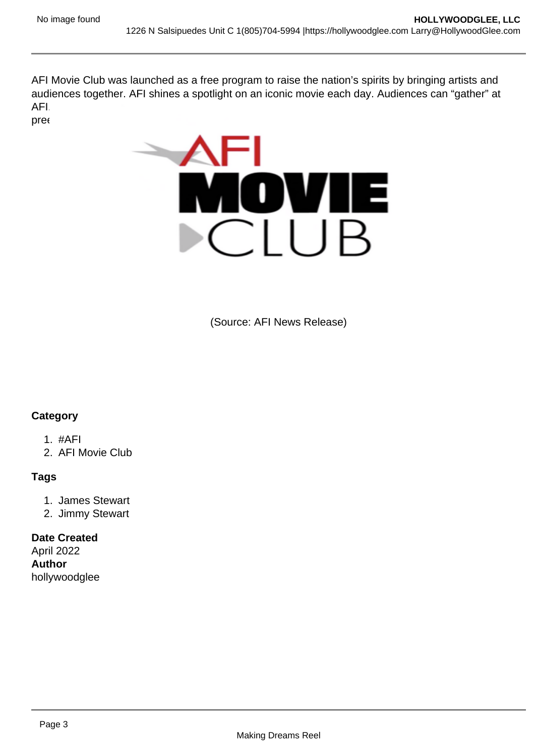AFI Movie Club was launched as a free program to raise the nation's spirits by bringing artists and audiences together. AFI shines a spotlight on an iconic movie each day. Audiences can "gather" at AFI.

pre

(Source: AFI News Release)

**Category**

1. #AFI
2. AFI Movie Club

**Tags**

1. James Stewart
2. Jimmy Stewart

**Date Created**
April 2022
**Author**
hollywoodglee